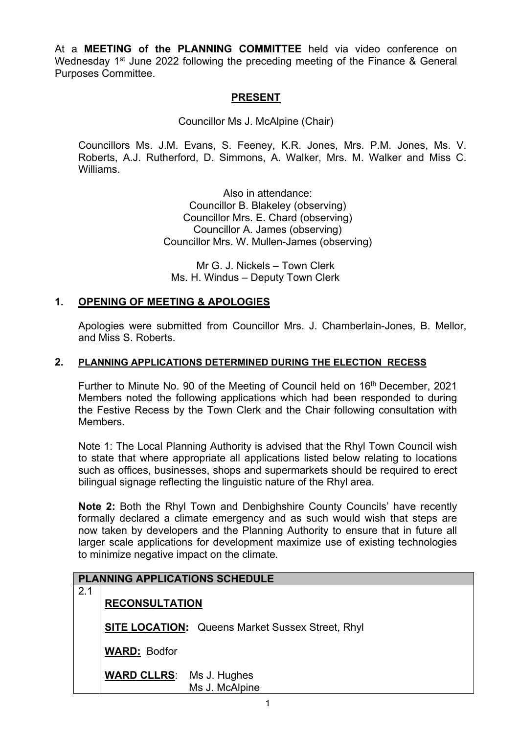At a **MEETING of the PLANNING COMMITTEE** held via video conference on Wednesday 1st June 2022 following the preceding meeting of the Finance & General Purposes Committee.

## PRESENT

Councillor Ms J. McAlpine (Chair)

Councillors Ms. J.M. Evans, S. Feeney, K.R. Jones, Mrs. P.M. Jones, Ms. V. Roberts, A.J. Rutherford, D. Simmons, A. Walker, Mrs. M. Walker and Miss C. Williams.

Also in attendance:
Councillor B. Blakeley (observing)
Councillor Mrs. E. Chard (observing)
Councillor A. James (observing)
Councillor Mrs. W. Mullen-James (observing)

Mr G. J. Nickels – Town Clerk
Ms. H. Windus – Deputy Town Clerk

## 1. OPENING OF MEETING & APOLOGIES

Apologies were submitted from Councillor Mrs. J. Chamberlain-Jones, B. Mellor, and Miss S. Roberts.

## 2. PLANNING APPLICATIONS DETERMINED DURING THE ELECTION RECESS

Further to Minute No. 90 of the Meeting of Council held on 16th December, 2021 Members noted the following applications which had been responded to during the Festive Recess by the Town Clerk and the Chair following consultation with Members.

Note 1: The Local Planning Authority is advised that the Rhyl Town Council wish to state that where appropriate all applications listed below relating to locations such as offices, businesses, shops and supermarkets should be required to erect bilingual signage reflecting the linguistic nature of the Rhyl area.

**Note 2:** Both the Rhyl Town and Denbighshire County Councils' have recently formally declared a climate emergency and as such would wish that steps are now taken by developers and the Planning Authority to ensure that in future all larger scale applications for development maximize use of existing technologies to minimize negative impact on the climate*.*

| PLANNING APPLICATIONS SCHEDULE | |
|---|---|
| 2.1 | **RECONSULTATION**<br><br>**SITE LOCATION:** Queens Market Sussex Street, Rhyl<br><br>**WARD:** Bodfor<br><br>**WARD CLLRS**: Ms J. Hughes<br>Ms J. McAlpine |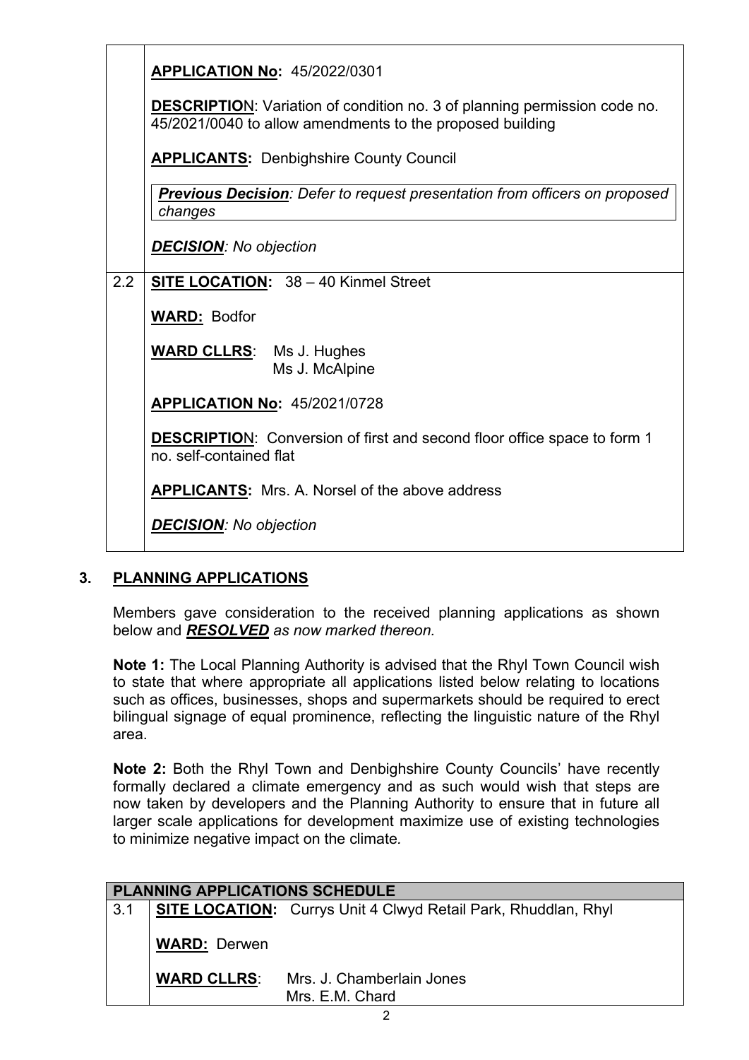| | |
|---|---|
| | **APPLICATION No:** 45/2022/0301<br><br>**DESCRIPTION**: Variation of condition no. 3 of planning permission code no. 45/2021/0040 to allow amendments to the proposed building<br><br>**APPLICANTS:** Denbighshire County Council<br><br>***Previous Decision**: Defer to request presentation from officers on proposed changes*<br><br>***DECISION**: No objection* |
| 2.2 | **SITE LOCATION:** 38 – 40 Kinmel Street<br><br>**WARD:** Bodfor<br><br>**WARD CLLRS**: Ms J. Hughes<br>Ms J. McAlpine<br><br>**APPLICATION No:** 45/2021/0728<br><br>**DESCRIPTION**: Conversion of first and second floor office space to form 1 no. self-contained flat<br><br>**APPLICANTS:** Mrs. A. Norsel of the above address<br><br>***DECISION**: No objection* |

## 3. PLANNING APPLICATIONS

Members gave consideration to the received planning applications as shown below and ***RESOLVED*** *as now marked thereon.*

**Note 1:** The Local Planning Authority is advised that the Rhyl Town Council wish to state that where appropriate all applications listed below relating to locations such as offices, businesses, shops and supermarkets should be required to erect bilingual signage of equal prominence, reflecting the linguistic nature of the Rhyl area.

**Note 2:** Both the Rhyl Town and Denbighshire County Councils' have recently formally declared a climate emergency and as such would wish that steps are now taken by developers and the Planning Authority to ensure that in future all larger scale applications for development maximize use of existing technologies to minimize negative impact on the climate.

| PLANNING APPLICATIONS SCHEDULE | |
|---|---|
| 3.1 | **SITE LOCATION:** Currys Unit 4 Clwyd Retail Park, Rhuddlan, Rhyl<br><br>**WARD:** Derwen<br><br>**WARD CLLRS**: Mrs. J. Chamberlain Jones<br>Mrs. E.M. Chard |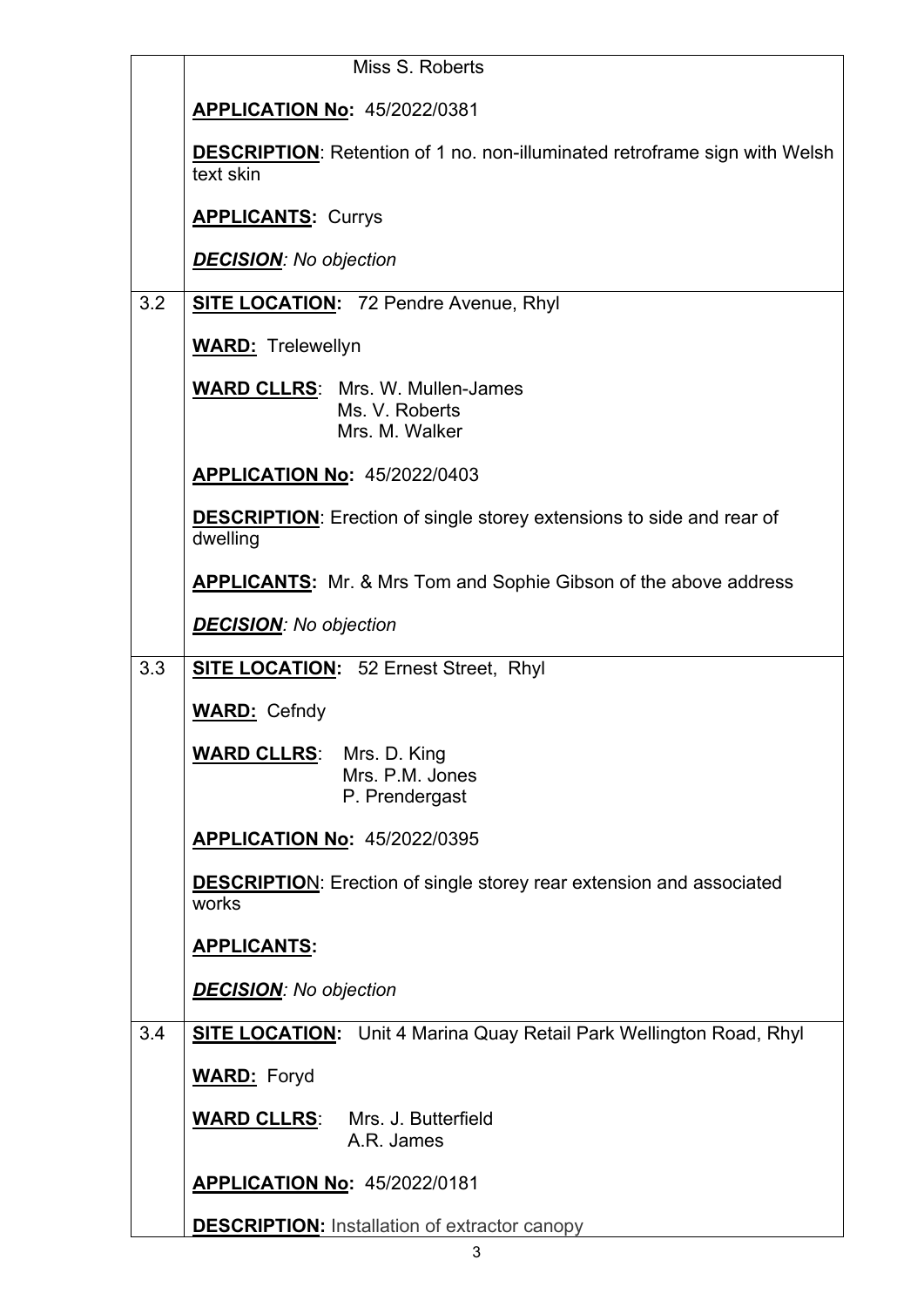| | |
|---|---|
| | Miss S. Roberts<br><br>**APPLICATION No:** 45/2022/0381<br><br>**DESCRIPTION**: Retention of 1 no. non-illuminated retroframe sign with Welsh text skin<br><br>**APPLICANTS:** Currys<br><br>***DECISION****: No objection* |
| 3.2 | **SITE LOCATION:** 72 Pendre Avenue, Rhyl<br><br>**WARD:** Trelewellyn<br><br>**WARD CLLRS**: Mrs. W. Mullen-James<br>Ms. V. Roberts<br>Mrs. M. Walker<br><br>**APPLICATION No:** 45/2022/0403<br><br>**DESCRIPTION**: Erection of single storey extensions to side and rear of dwelling<br><br>**APPLICANTS:** Mr. & Mrs Tom and Sophie Gibson of the above address<br><br>***DECISION****: No objection* |
| 3.3 | **SITE LOCATION:** 52 Ernest Street, Rhyl<br><br>**WARD:** Cefndy<br><br>**WARD CLLRS**: Mrs. D. King<br>Mrs. P.M. Jones<br>P. Prendergast<br><br>**APPLICATION No:** 45/2022/0395<br><br>**DESCRIPTION**: Erection of single storey rear extension and associated works<br><br>**APPLICANTS:**<br><br>***DECISION****: No objection* |
| 3.4 | **SITE LOCATION:** Unit 4 Marina Quay Retail Park Wellington Road, Rhyl<br><br>**WARD:** Foryd<br><br>**WARD CLLRS**: Mrs. J. Butterfield<br>A.R. James<br><br>**APPLICATION No:** 45/2022/0181<br><br>**DESCRIPTION:** Installation of extractor canopy |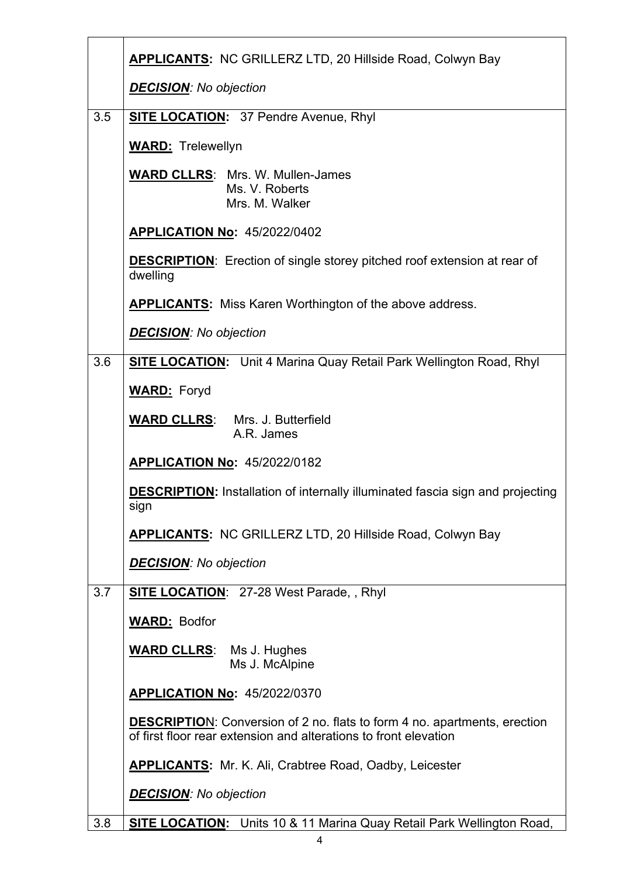| | |
|---|---|
| | **APPLICANTS:** NC GRILLERZ LTD, 20 Hillside Road, Colwyn Bay<br><br>***DECISION**: No objection* |
| 3.5 | **SITE LOCATION:** 37 Pendre Avenue, Rhyl<br><br>**WARD:** Trelewellyn<br><br>**WARD CLLRS**: Mrs. W. Mullen-James<br>Ms. V. Roberts<br>Mrs. M. Walker<br><br>**APPLICATION No:** 45/2022/0402<br><br>**DESCRIPTION**: Erection of single storey pitched roof extension at rear of dwelling<br><br>**APPLICANTS:** Miss Karen Worthington of the above address.<br><br>***DECISION**: No objection* |
| 3.6 | **SITE LOCATION:** Unit 4 Marina Quay Retail Park Wellington Road, Rhyl<br><br>**WARD:** Foryd<br><br>**WARD CLLRS**: Mrs. J. Butterfield<br>A.R. James<br><br>**APPLICATION No:** 45/2022/0182<br><br>**DESCRIPTION:** Installation of internally illuminated fascia sign and projecting sign<br><br>**APPLICANTS:** NC GRILLERZ LTD, 20 Hillside Road, Colwyn Bay<br><br>***DECISION**: No objection* |
| 3.7 | **SITE LOCATION**: 27-28 West Parade, , Rhyl<br><br>**WARD:** Bodfor<br><br>**WARD CLLRS**: Ms J. Hughes<br>Ms J. McAlpine<br><br>**APPLICATION No:** 45/2022/0370<br><br>**DESCRIPTION**: Conversion of 2 no. flats to form 4 no. apartments, erection of first floor rear extension and alterations to front elevation<br><br>**APPLICANTS:** Mr. K. Ali, Crabtree Road, Oadby, Leicester<br><br>***DECISION**: No objection* |
| 3.8 | **SITE LOCATION:** Units 10 & 11 Marina Quay Retail Park Wellington Road, |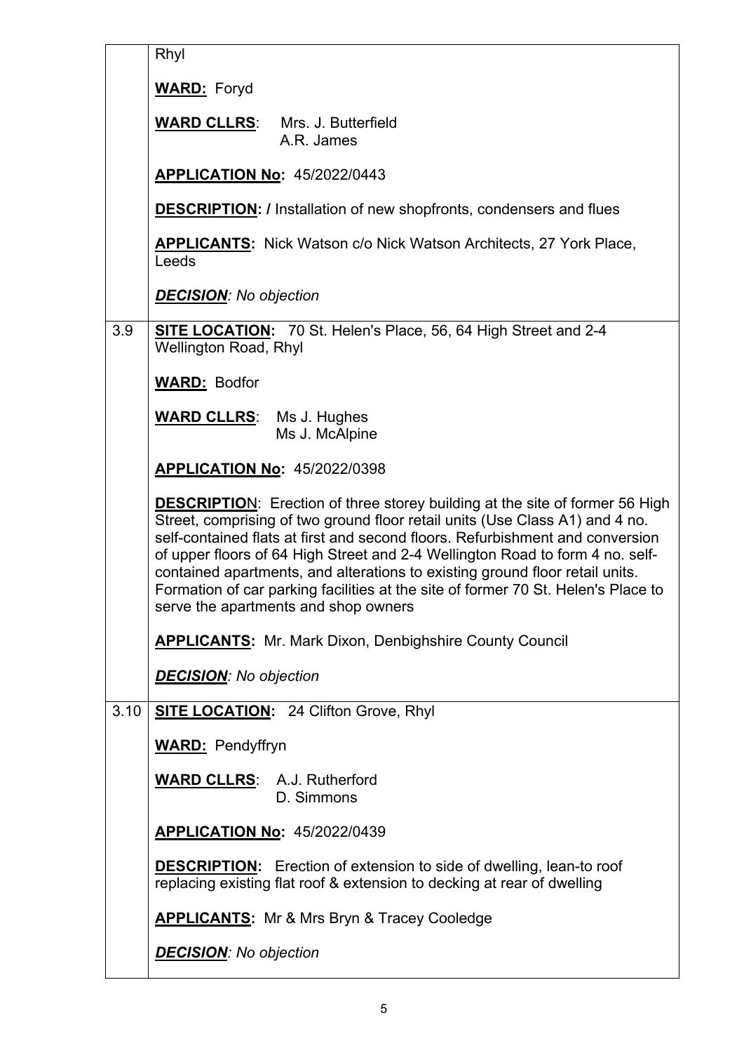| | |
|---|---|
| | Rhyl<br><br>**WARD:** Foryd<br><br>**WARD CLLRS**: Mrs. J. Butterfield<br>A.R. James<br><br>**APPLICATION No:** 45/2022/0443<br><br>**DESCRIPTION: /** Installation of new shopfronts, condensers and flues<br><br>**APPLICANTS:** Nick Watson c/o Nick Watson Architects, 27 York Place, Leeds<br><br>***DECISION**: No objection* |
| 3.9 | **SITE LOCATION:** 70 St. Helen's Place, 56, 64 High Street and 2-4 Wellington Road, Rhyl<br><br>**WARD:** Bodfor<br><br>**WARD CLLRS**: Ms J. Hughes<br>Ms J. McAlpine<br><br>**APPLICATION No:** 45/2022/0398<br><br>**DESCRIPTIO**N: Erection of three storey building at the site of former 56 High Street, comprising of two ground floor retail units (Use Class A1) and 4 no. self-contained flats at first and second floors. Refurbishment and conversion of upper floors of 64 High Street and 2-4 Wellington Road to form 4 no. self-contained apartments, and alterations to existing ground floor retail units. Formation of car parking facilities at the site of former 70 St. Helen's Place to serve the apartments and shop owners<br><br>**APPLICANTS:** Mr. Mark Dixon, Denbighshire County Council<br><br>***DECISION**: No objection* |
| 3.10 | **SITE LOCATION:** 24 Clifton Grove, Rhyl<br><br>**WARD:** Pendyffryn<br><br>**WARD CLLRS**: A.J. Rutherford<br>D. Simmons<br><br>**APPLICATION No:** 45/2022/0439<br><br>**DESCRIPTION:** Erection of extension to side of dwelling, lean-to roof replacing existing flat roof & extension to decking at rear of dwelling<br><br>**APPLICANTS:** Mr & Mrs Bryn & Tracey Cooledge<br><br>***DECISION**: No objection* |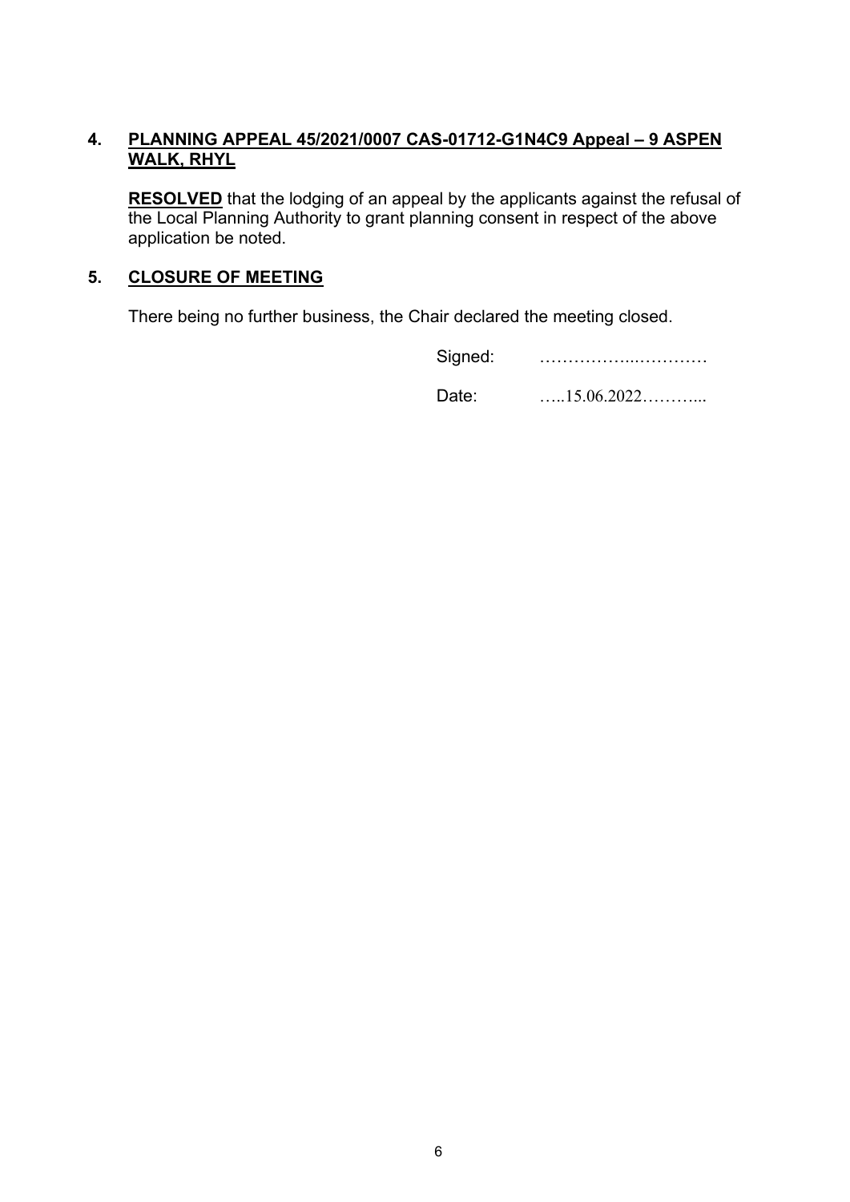## 4. PLANNING APPEAL 45/2021/0007 CAS-01712-G1N4C9 Appeal – 9 ASPEN WALK, RHYL

**RESOLVED** that the lodging of an appeal by the applicants against the refusal of the Local Planning Authority to grant planning consent in respect of the above application be noted.

## 5. CLOSURE OF MEETING

There being no further business, the Chair declared the meeting closed.

Signed: ……………...…………

Date: …..15.06.2022………...